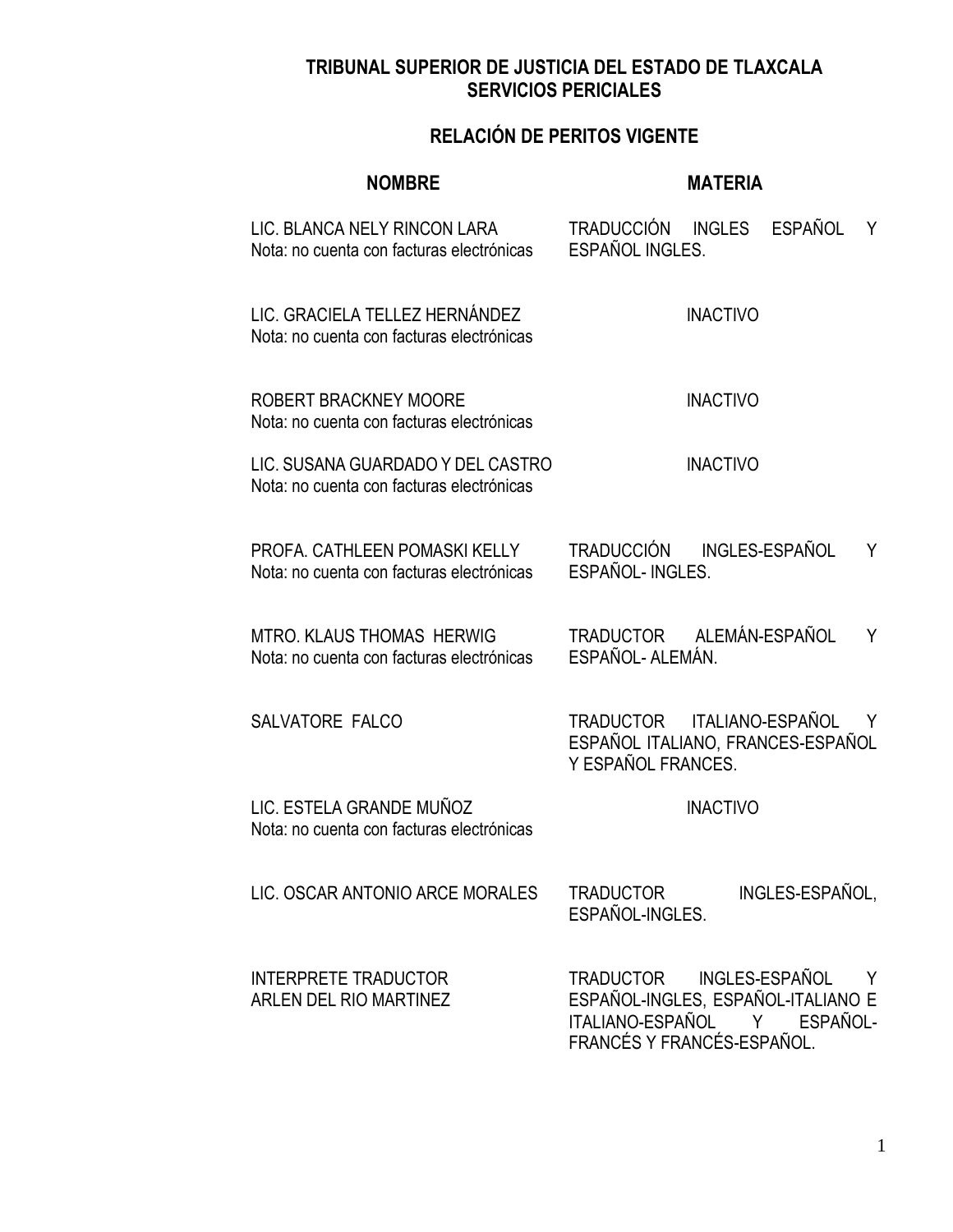## TRIBUNAL SUPERIOR DE JUSTICIA DEL ESTADO DE TLAXCALA
## SERVICIOS PERICIALES

### RELACIÓN DE PERITOS VIGENTE

| NOMBRE | MATERIA |
|---|---|
| LIC. BLANCA NELY RINCON LARA<br>Nota: no cuenta con facturas electrónicas | TRADUCCIÓN INGLES ESPAÑOL Y ESPAÑOL INGLES. |
| LIC. GRACIELA TELLEZ HERNÁNDEZ<br>Nota: no cuenta con facturas electrónicas | INACTIVO |
| ROBERT BRACKNEY MOORE<br>Nota: no cuenta con facturas electrónicas | INACTIVO |
| LIC. SUSANA GUARDADO Y DEL CASTRO<br>Nota: no cuenta con facturas electrónicas | INACTIVO |
| PROFA. CATHLEEN POMASKI KELLY<br>Nota: no cuenta con facturas electrónicas | TRADUCCIÓN INGLES-ESPAÑOL Y ESPAÑOL- INGLES. |
| MTRO. KLAUS THOMAS HERWIG<br>Nota: no cuenta con facturas electrónicas | TRADUCTOR ALEMÁN-ESPAÑOL Y ESPAÑOL- ALEMÁN. |
| SALVATORE FALCO | TRADUCTOR ITALIANO-ESPAÑOL Y ESPAÑOL ITALIANO, FRANCES-ESPAÑOL Y ESPAÑOL FRANCES. |
| LIC. ESTELA GRANDE MUÑOZ<br>Nota: no cuenta con facturas electrónicas | INACTIVO |
| LIC. OSCAR ANTONIO ARCE MORALES | TRADUCTOR INGLES-ESPAÑOL, ESPAÑOL-INGLES. |
| INTERPRETE TRADUCTOR<br>ARLEN DEL RIO MARTINEZ | TRADUCTOR INGLES-ESPAÑOL Y ESPAÑOL-INGLES, ESPAÑOL-ITALIANO E ITALIANO-ESPAÑOL Y ESPAÑOL-FRANCÉS Y FRANCÉS-ESPAÑOL. |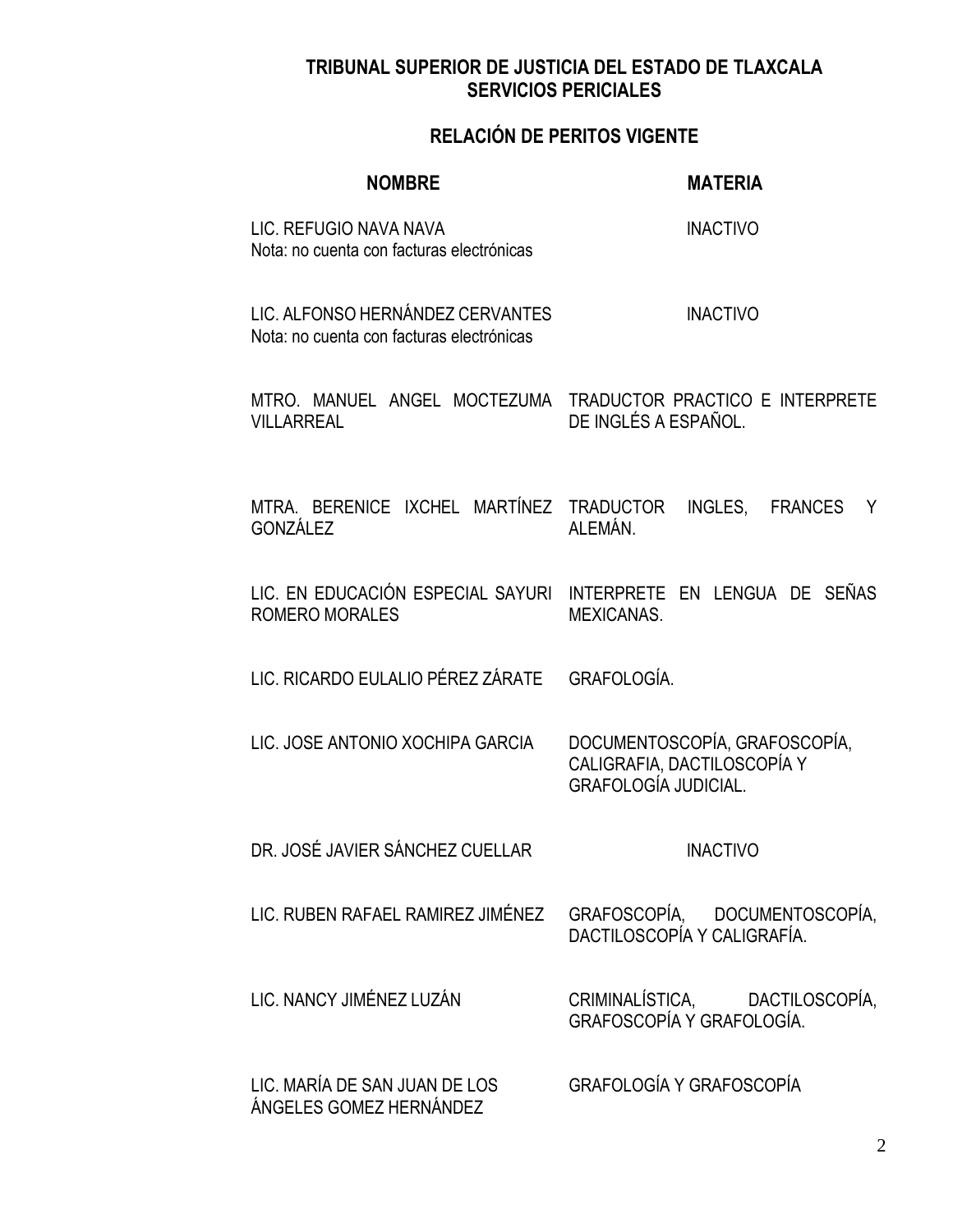## TRIBUNAL SUPERIOR DE JUSTICIA DEL ESTADO DE TLAXCALA
## SERVICIOS PERICIALES

### RELACIÓN DE PERITOS VIGENTE

| NOMBRE | MATERIA |
|---|---|
| LIC. REFUGIO NAVA NAVA<br>Nota: no cuenta con facturas electrónicas | INACTIVO |
| LIC. ALFONSO HERNÁNDEZ CERVANTES<br>Nota: no cuenta con facturas electrónicas | INACTIVO |
| MTRO. MANUEL ANGEL MOCTEZUMA VILLARREAL | TRADUCTOR PRACTICO E INTERPRETE DE INGLÉS A ESPAÑOL. |
| MTRA. BERENICE IXCHEL MARTÍNEZ GONZÁLEZ | TRADUCTOR INGLES, FRANCES Y ALEMÁN. |
| LIC. EN EDUCACIÓN ESPECIAL SAYURI ROMERO MORALES | INTERPRETE EN LENGUA DE SEÑAS MEXICANAS. |
| LIC. RICARDO EULALIO PÉREZ ZÁRATE | GRAFOLOGÍA. |
| LIC. JOSE ANTONIO XOCHIPA GARCIA | DOCUMENTOSCOPÍA, GRAFOSCOPÍA, CALIGRAFIA, DACTILOSCOPÍA Y GRAFOLOGÍA JUDICIAL. |
| DR. JOSÉ JAVIER SÁNCHEZ CUELLAR | INACTIVO |
| LIC. RUBEN RAFAEL RAMIREZ JIMÉNEZ | GRAFOSCOPÍA, DOCUMENTOSCOPÍA, DACTILOSCOPÍA Y CALIGRAFÍA. |
| LIC. NANCY JIMÉNEZ LUZÁN | CRIMINALÍSTICA, DACTILOSCOPÍA, GRAFOSCOPÍA Y GRAFOLOGÍA. |
| LIC. MARÍA DE SAN JUAN DE LOS ÁNGELES GOMEZ HERNÁNDEZ | GRAFOLOGÍA Y GRAFOSCOPÍA |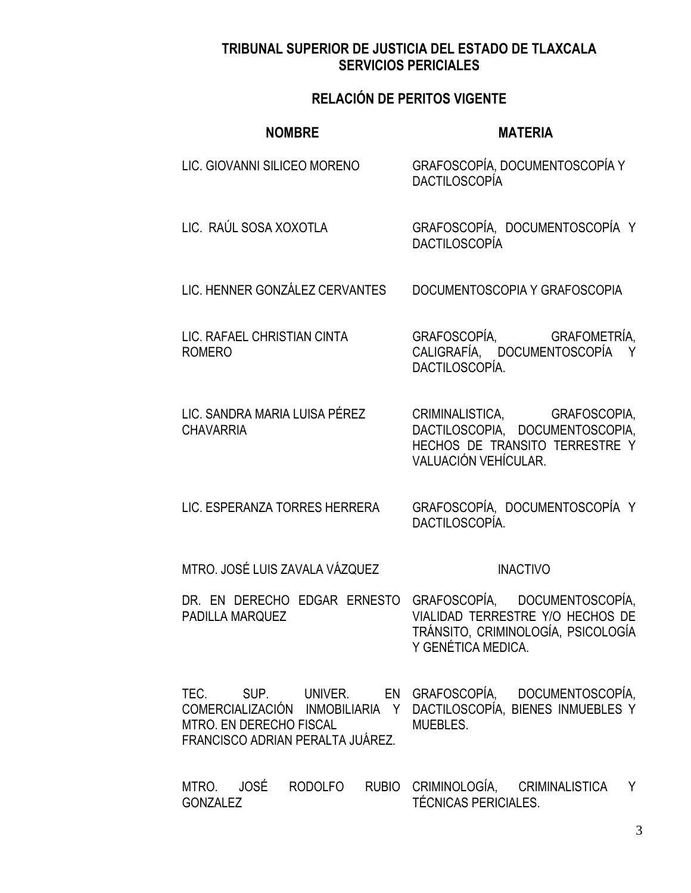**TRIBUNAL SUPERIOR DE JUSTICIA DEL ESTADO DE TLAXCALA**
**SERVICIOS PERICIALES**

## RELACIÓN DE PERITOS VIGENTE

| NOMBRE | MATERIA |
|---|---|
| LIC. GIOVANNI SILICEO MORENO | GRAFOSCOPÍA, DOCUMENTOSCOPÍA Y DACTILOSCOPÍA |
| LIC. RAÚL SOSA XOXOTLA | GRAFOSCOPÍA, DOCUMENTOSCOPÍA Y DACTILOSCOPÍA |
| LIC. HENNER GONZÁLEZ CERVANTES | DOCUMENTOSCOPIA Y GRAFOSCOPIA |
| LIC. RAFAEL CHRISTIAN CINTA ROMERO | GRAFOSCOPÍA, GRAFOMETRÍA, CALIGRAFÍA, DOCUMENTOSCOPÍA Y DACTILOSCOPÍA. |
| LIC. SANDRA MARIA LUISA PÉREZ CHAVARRIA | CRIMINALISTICA, GRAFOSCOPIA, DACTILOSCOPIA, DOCUMENTOSCOPIA, HECHOS DE TRANSITO TERRESTRE Y VALUACIÓN VEHÍCULAR. |
| LIC. ESPERANZA TORRES HERRERA | GRAFOSCOPÍA, DOCUMENTOSCOPÍA Y DACTILOSCOPÍA. |
| MTRO. JOSÉ LUIS ZAVALA VÁZQUEZ | INACTIVO |
| DR. EN DERECHO EDGAR ERNESTO PADILLA MARQUEZ | GRAFOSCOPÍA, DOCUMENTOSCOPÍA, VIALIDAD TERRESTRE Y/O HECHOS DE TRÁNSITO, CRIMINOLOGÍA, PSICOLOGÍA Y GENÉTICA MEDICA. |
| TEC. SUP. UNIVER. EN COMERCIALIZACIÓN INMOBILIARIA Y MTRO. EN DERECHO FISCAL FRANCISCO ADRIAN PERALTA JUÁREZ. | GRAFOSCOPÍA, DOCUMENTOSCOPÍA, DACTILOSCOPÍA, BIENES INMUEBLES Y MUEBLES. |
| MTRO. JOSÉ RODOLFO RUBIO GONZALEZ | CRIMINOLOGÍA, CRIMINALISTICA Y TÉCNICAS PERICIALES. |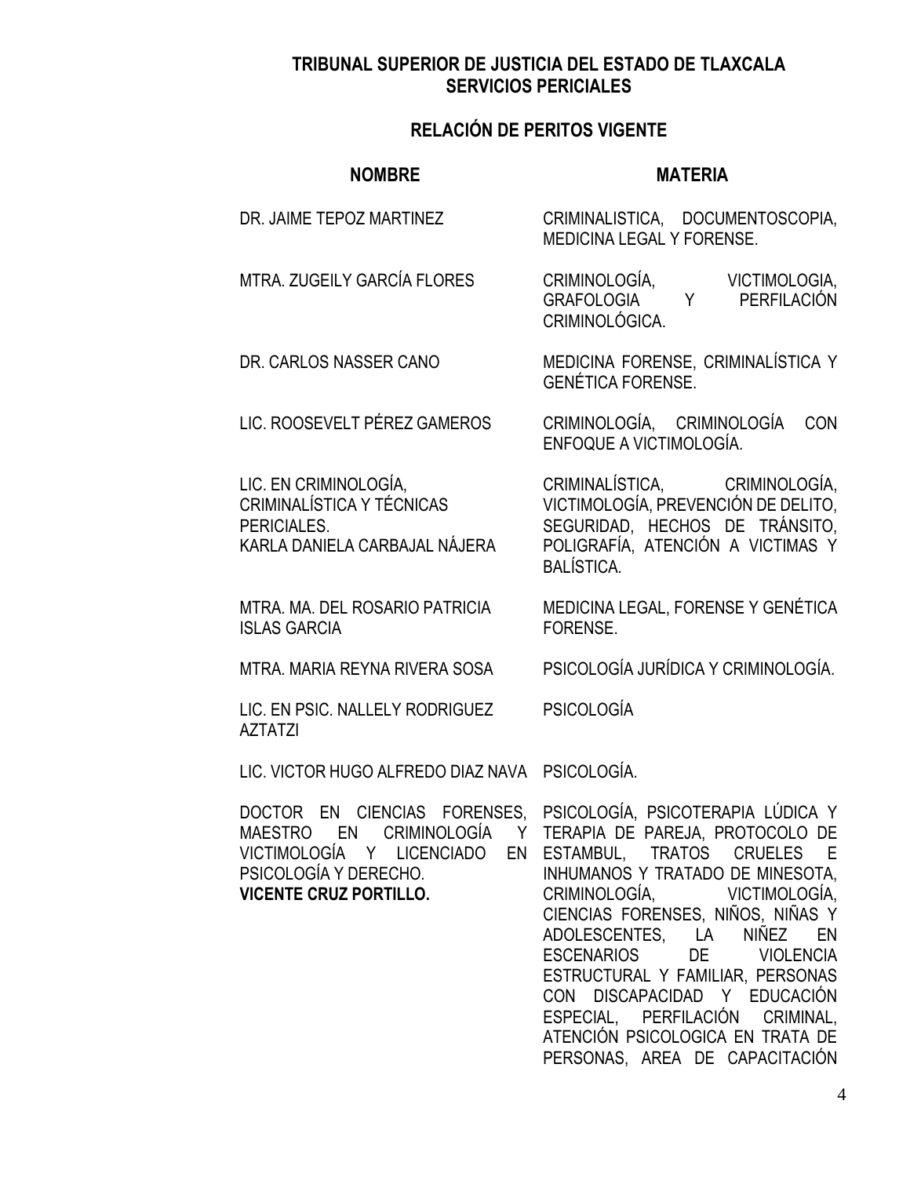**TRIBUNAL SUPERIOR DE JUSTICIA DEL ESTADO DE TLAXCALA**
**SERVICIOS PERICIALES**

**RELACIÓN DE PERITOS VIGENTE**

| **NOMBRE** | **MATERIA** |
|---|---|
| DR. JAIME TEPOZ MARTINEZ | CRIMINALISTICA, DOCUMENTOSCOPIA, MEDICINA LEGAL Y FORENSE. |
| MTRA. ZUGEILY GARCÍA FLORES | CRIMINOLOGÍA, VICTIMOLOGIA, GRAFOLOGIA Y PERFILACIÓN CRIMINOLÓGICA. |
| DR. CARLOS NASSER CANO | MEDICINA FORENSE, CRIMINALÍSTICA Y GENÉTICA FORENSE. |
| LIC. ROOSEVELT PÉREZ GAMEROS | CRIMINOLOGÍA, CRIMINOLOGÍA CON ENFOQUE A VICTIMOLOGÍA. |
| LIC. EN CRIMINOLOGÍA, CRIMINALÍSTICA Y TÉCNICAS PERICIALES. KARLA DANIELA CARBAJAL NÁJERA | CRIMINALÍSTICA, CRIMINOLOGÍA, VICTIMOLOGÍA, PREVENCIÓN DE DELITO, SEGURIDAD, HECHOS DE TRÁNSITO, POLIGRAFÍA, ATENCIÓN A VICTIMAS Y BALÍSTICA. |
| MTRA. MA. DEL ROSARIO PATRICIA ISLAS GARCIA | MEDICINA LEGAL, FORENSE Y GENÉTICA FORENSE. |
| MTRA. MARIA REYNA RIVERA SOSA | PSICOLOGÍA JURÍDICA Y CRIMINOLOGÍA. |
| LIC. EN PSIC. NALLELY RODRIGUEZ AZTATZI | PSICOLOGÍA |
| LIC. VICTOR HUGO ALFREDO DIAZ NAVA | PSICOLOGÍA. |
| DOCTOR EN CIENCIAS FORENSES, MAESTRO EN CRIMINOLOGÍA Y VICTIMOLOGÍA Y LICENCIADO EN PSICOLOGÍA Y DERECHO. **VICENTE CRUZ PORTILLO.** | PSICOLOGÍA, PSICOTERAPIA LÚDICA Y TERAPIA DE PAREJA, PROTOCOLO DE ESTAMBUL, TRATOS CRUELES E INHUMANOS Y TRATADO DE MINESOTA, CRIMINOLOGÍA, VICTIMOLOGÍA, CIENCIAS FORENSES, NIÑOS, NIÑAS Y ADOLESCENTES, LA NIÑEZ EN ESCENARIOS DE VIOLENCIA ESTRUCTURAL Y FAMILIAR, PERSONAS CON DISCAPACIDAD Y EDUCACIÓN ESPECIAL, PERFILACIÓN CRIMINAL, ATENCIÓN PSICOLOGICA EN TRATA DE PERSONAS, AREA DE CAPACITACIÓN |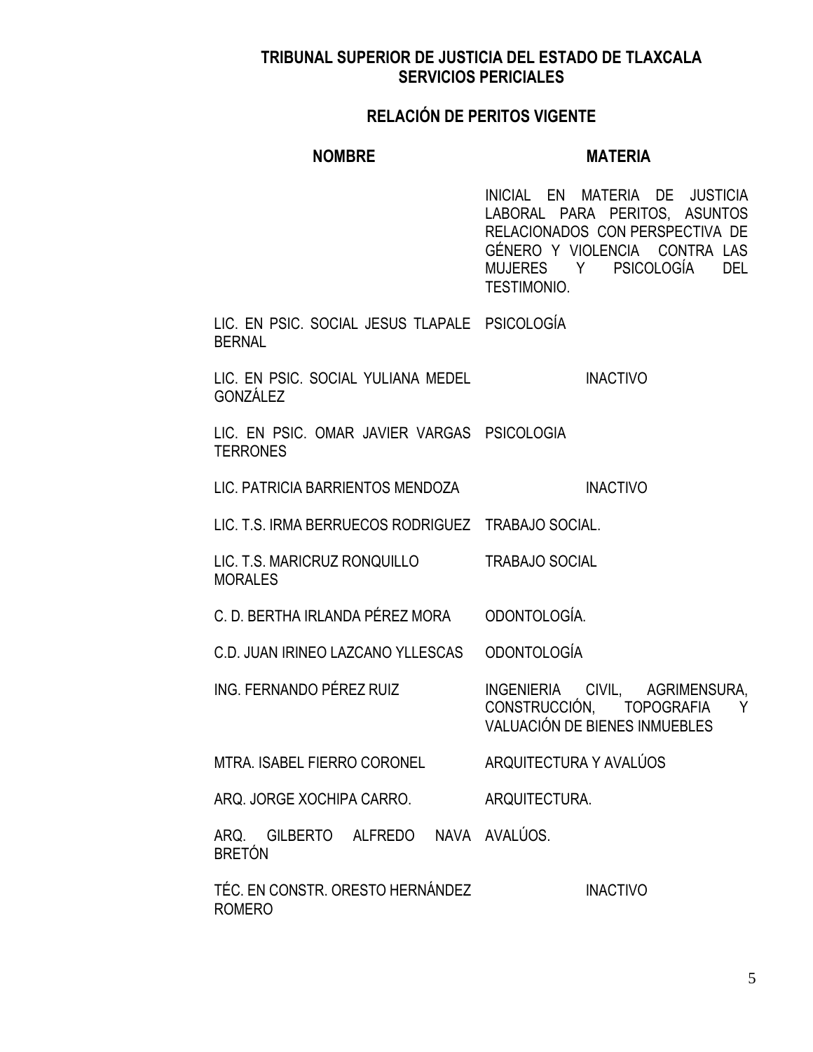**TRIBUNAL SUPERIOR DE JUSTICIA DEL ESTADO DE TLAXCALA**
**SERVICIOS PERICIALES**

**RELACIÓN DE PERITOS VIGENTE**

| NOMBRE | MATERIA |
|---|---|
| | INICIAL EN MATERIA DE JUSTICIA LABORAL PARA PERITOS, ASUNTOS RELACIONADOS CON PERSPECTIVA DE GÉNERO Y VIOLENCIA CONTRA LAS MUJERES Y PSICOLOGÍA DEL TESTIMONIO. |
| LIC. EN PSIC. SOCIAL JESUS TLAPALE BERNAL | PSICOLOGÍA |
| LIC. EN PSIC. SOCIAL YULIANA MEDEL GONZÁLEZ | INACTIVO |
| LIC. EN PSIC. OMAR JAVIER VARGAS TERRONES | PSICOLOGIA |
| LIC. PATRICIA BARRIENTOS MENDOZA | INACTIVO |
| LIC. T.S. IRMA BERRUECOS RODRIGUEZ | TRABAJO SOCIAL. |
| LIC. T.S. MARICRUZ RONQUILLO MORALES | TRABAJO SOCIAL |
| C. D. BERTHA IRLANDA PÉREZ MORA | ODONTOLOGÍA. |
| C.D. JUAN IRINEO LAZCANO YLLESCAS | ODONTOLOGÍA |
| ING. FERNANDO PÉREZ RUIZ | INGENIERIA CIVIL, AGRIMENSURA, CONSTRUCCIÓN, TOPOGRAFIA Y VALUACIÓN DE BIENES INMUEBLES |
| MTRA. ISABEL FIERRO CORONEL | ARQUITECTURA Y AVALÚOS |
| ARQ. JORGE XOCHIPA CARRO. | ARQUITECTURA. |
| ARQ. GILBERTO ALFREDO NAVA BRETÓN | AVALÚOS. |
| TÉC. EN CONSTR. ORESTO HERNÁNDEZ ROMERO | INACTIVO |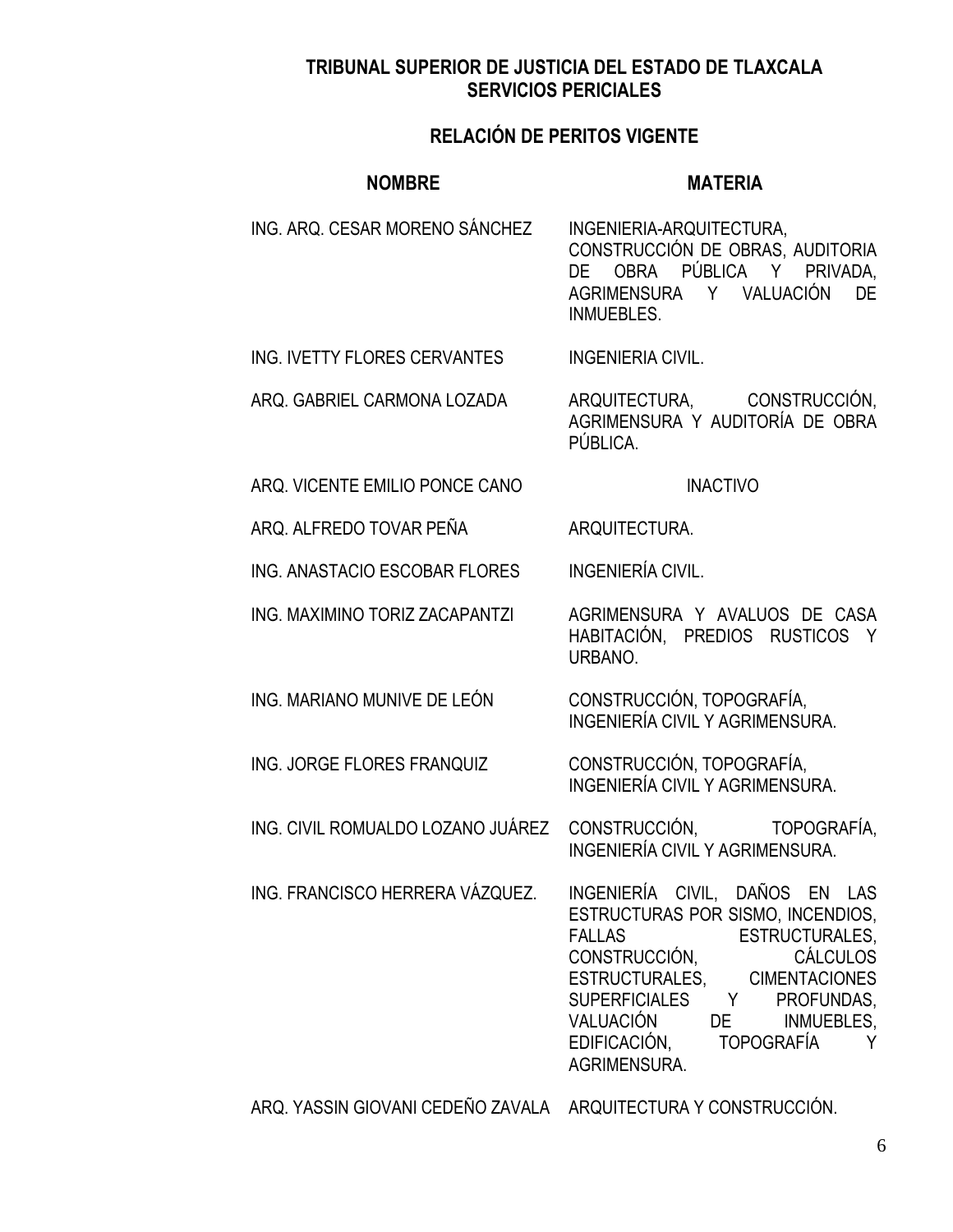**TRIBUNAL SUPERIOR DE JUSTICIA DEL ESTADO DE TLAXCALA**
**SERVICIOS PERICIALES**

**RELACIÓN DE PERITOS VIGENTE**

| **NOMBRE** | **MATERIA** |
|---|---|
| ING. ARQ. CESAR MORENO SÁNCHEZ | INGENIERIA-ARQUITECTURA, CONSTRUCCIÓN DE OBRAS, AUDITORIA DE OBRA PÚBLICA Y PRIVADA, AGRIMENSURA Y VALUACIÓN DE INMUEBLES. |
| ING. IVETTY FLORES CERVANTES | INGENIERIA CIVIL. |
| ARQ. GABRIEL CARMONA LOZADA | ARQUITECTURA, CONSTRUCCIÓN, AGRIMENSURA Y AUDITORÍA DE OBRA PÚBLICA. |
| ARQ. VICENTE EMILIO PONCE CANO | INACTIVO |
| ARQ. ALFREDO TOVAR PEÑA | ARQUITECTURA. |
| ING. ANASTACIO ESCOBAR FLORES | INGENIERÍA CIVIL. |
| ING. MAXIMINO TORIZ ZACAPANTZI | AGRIMENSURA Y AVALUOS DE CASA HABITACIÓN, PREDIOS RUSTICOS Y URBANO. |
| ING. MARIANO MUNIVE DE LEÓN | CONSTRUCCIÓN, TOPOGRAFÍA, INGENIERÍA CIVIL Y AGRIMENSURA. |
| ING. JORGE FLORES FRANQUIZ | CONSTRUCCIÓN, TOPOGRAFÍA, INGENIERÍA CIVIL Y AGRIMENSURA. |
| ING. CIVIL ROMUALDO LOZANO JUÁREZ | CONSTRUCCIÓN, TOPOGRAFÍA, INGENIERÍA CIVIL Y AGRIMENSURA. |
| ING. FRANCISCO HERRERA VÁZQUEZ. | INGENIERÍA CIVIL, DAÑOS EN LAS ESTRUCTURAS POR SISMO, INCENDIOS, FALLAS ESTRUCTURALES, CONSTRUCCIÓN, CÁLCULOS ESTRUCTURALES, CIMENTACIONES SUPERFICIALES Y PROFUNDAS, VALUACIÓN DE INMUEBLES, EDIFICACIÓN, TOPOGRAFÍA Y AGRIMENSURA. |
| ARQ. YASSIN GIOVANI CEDEÑO ZAVALA | ARQUITECTURA Y CONSTRUCCIÓN. |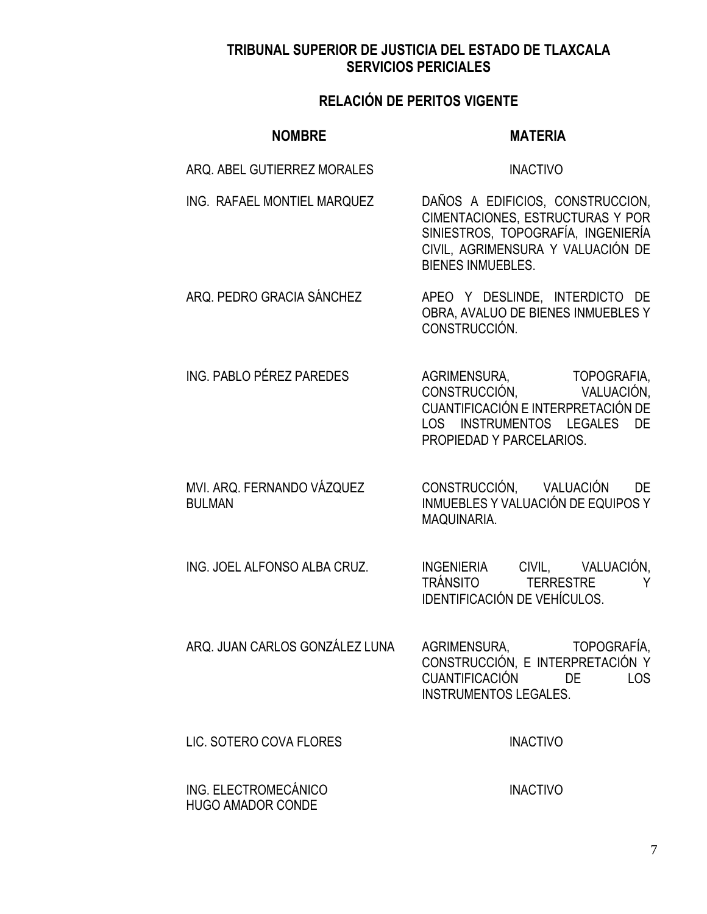**TRIBUNAL SUPERIOR DE JUSTICIA DEL ESTADO DE TLAXCALA**
**SERVICIOS PERICIALES**

**RELACIÓN DE PERITOS VIGENTE**

| NOMBRE | MATERIA |
|---|---|
| ARQ. ABEL GUTIERREZ MORALES | INACTIVO |
| ING. RAFAEL MONTIEL MARQUEZ | DAÑOS A EDIFICIOS, CONSTRUCCION, CIMENTACIONES, ESTRUCTURAS Y POR SINIESTROS, TOPOGRAFÍA, INGENIERÍA CIVIL, AGRIMENSURA Y VALUACIÓN DE BIENES INMUEBLES. |
| ARQ. PEDRO GRACIA SÁNCHEZ | APEO Y DESLINDE, INTERDICTO DE OBRA, AVALUO DE BIENES INMUEBLES Y CONSTRUCCIÓN. |
| ING. PABLO PÉREZ PAREDES | AGRIMENSURA, TOPOGRAFIA, CONSTRUCCIÓN, VALUACIÓN, CUANTIFICACIÓN E INTERPRETACIÓN DE LOS INSTRUMENTOS LEGALES DE PROPIEDAD Y PARCELARIOS. |
| MVI. ARQ. FERNANDO VÁZQUEZ BULMAN | CONSTRUCCIÓN, VALUACIÓN DE INMUEBLES Y VALUACIÓN DE EQUIPOS Y MAQUINARIA. |
| ING. JOEL ALFONSO ALBA CRUZ. | INGENIERIA CIVIL, VALUACIÓN, TRÁNSITO TERRESTRE Y IDENTIFICACIÓN DE VEHÍCULOS. |
| ARQ. JUAN CARLOS GONZÁLEZ LUNA | AGRIMENSURA, TOPOGRAFÍA, CONSTRUCCIÓN, E INTERPRETACIÓN Y CUANTIFICACIÓN DE LOS INSTRUMENTOS LEGALES. |
| LIC. SOTERO COVA FLORES | INACTIVO |
| ING. ELECTROMECÁNICO HUGO AMADOR CONDE | INACTIVO |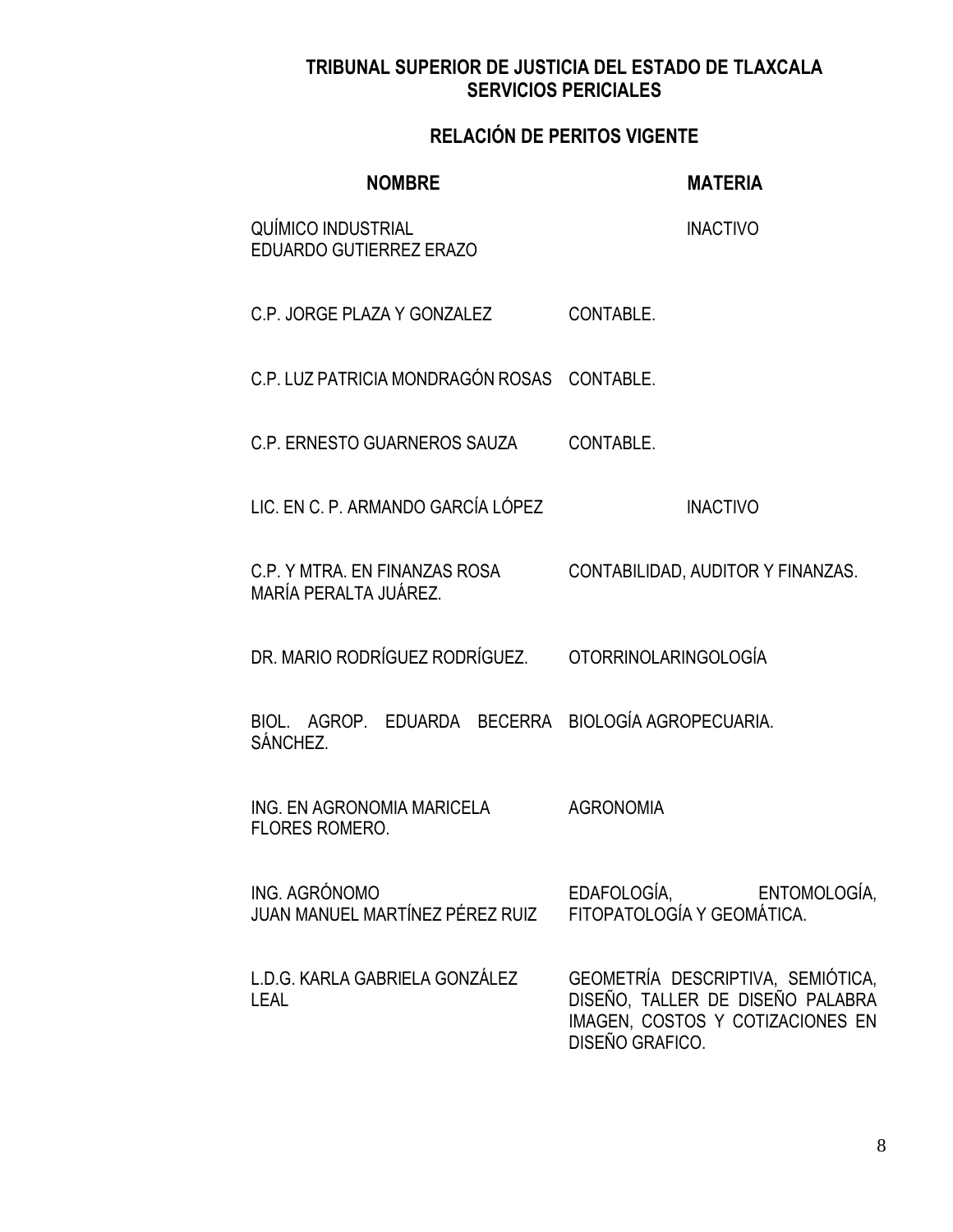**TRIBUNAL SUPERIOR DE JUSTICIA DEL ESTADO DE TLAXCALA**
**SERVICIOS PERICIALES**

## RELACIÓN DE PERITOS VIGENTE

| NOMBRE | MATERIA |
|---|---|
| QUÍMICO INDUSTRIAL EDUARDO GUTIERREZ ERAZO | INACTIVO |
| C.P. JORGE PLAZA Y GONZALEZ | CONTABLE. |
| C.P. LUZ PATRICIA MONDRAGÓN ROSAS | CONTABLE. |
| C.P. ERNESTO GUARNEROS SAUZA | CONTABLE. |
| LIC. EN C. P. ARMANDO GARCÍA LÓPEZ | INACTIVO |
| C.P. Y MTRA. EN FINANZAS ROSA MARÍA PERALTA JUÁREZ. | CONTABILIDAD, AUDITOR Y FINANZAS. |
| DR. MARIO RODRÍGUEZ RODRÍGUEZ. | OTORRINOLARINGOLOGÍA |
| BIOL. AGROP. EDUARDA BECERRA SÁNCHEZ. | BIOLOGÍA AGROPECUARIA. |
| ING. EN AGRONOMIA MARICELA FLORES ROMERO. | AGRONOMIA |
| ING. AGRÓNOMO JUAN MANUEL MARTÍNEZ PÉREZ RUIZ | EDAFOLOGÍA, ENTOMOLOGÍA, FITOPATOLOGÍA Y GEOMÁTICA. |
| L.D.G. KARLA GABRIELA GONZÁLEZ LEAL | GEOMETRÍA DESCRIPTIVA, SEMIÓTICA, DISEÑO, TALLER DE DISEÑO PALABRA IMAGEN, COSTOS Y COTIZACIONES EN DISEÑO GRAFICO. |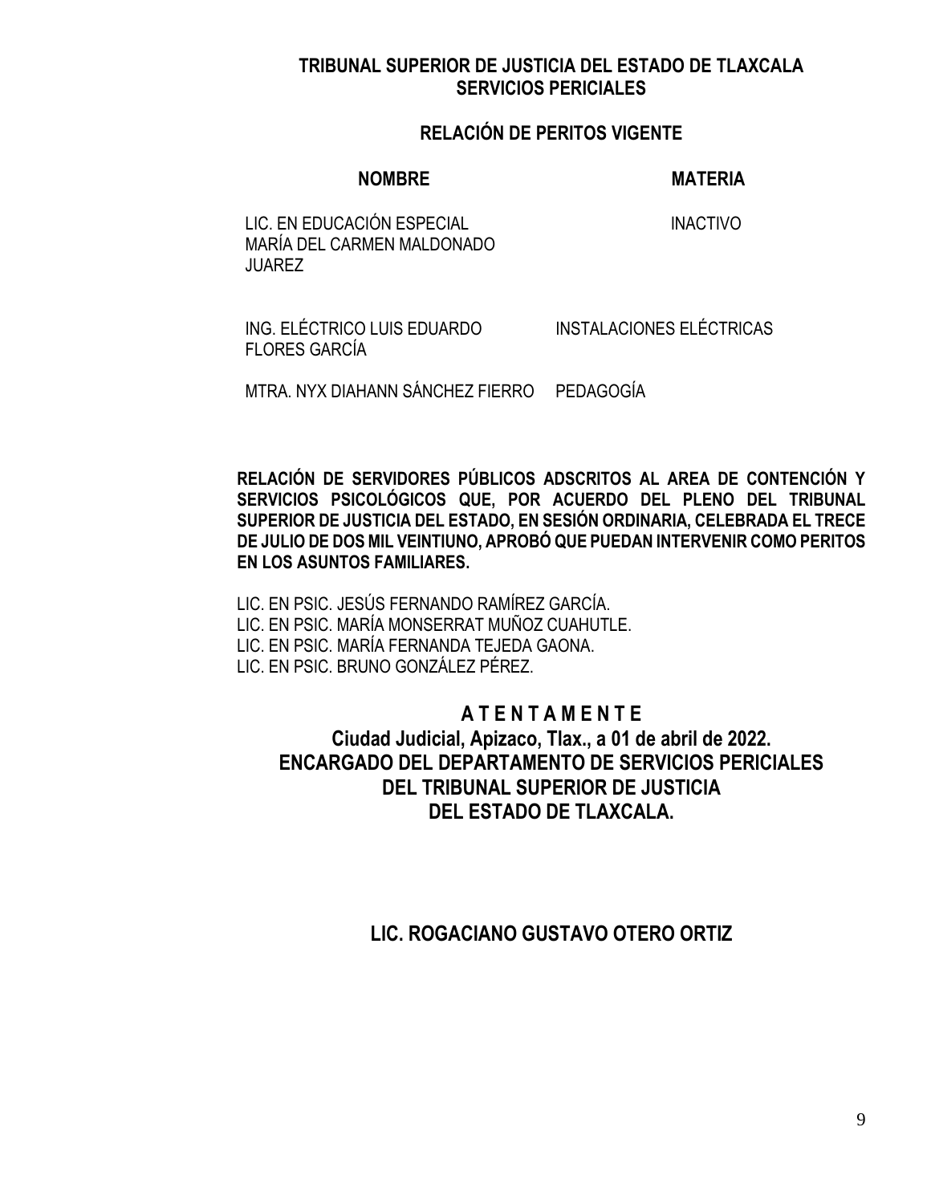**TRIBUNAL SUPERIOR DE JUSTICIA DEL ESTADO DE TLAXCALA**
**SERVICIOS PERICIALES**

**RELACIÓN DE PERITOS VIGENTE**

| NOMBRE | MATERIA |
|---|---|
| LIC. EN EDUCACIÓN ESPECIAL MARÍA DEL CARMEN MALDONADO JUAREZ | INACTIVO |
| ING. ELÉCTRICO LUIS EDUARDO FLORES GARCÍA | INSTALACIONES ELÉCTRICAS |
| MTRA. NYX DIAHANN SÁNCHEZ FIERRO | PEDAGOGÍA |

**RELACIÓN DE SERVIDORES PÚBLICOS ADSCRITOS AL AREA DE CONTENCIÓN Y SERVICIOS PSICOLÓGICOS QUE, POR ACUERDO DEL PLENO DEL TRIBUNAL SUPERIOR DE JUSTICIA DEL ESTADO, EN SESIÓN ORDINARIA, CELEBRADA EL TRECE DE JULIO DE DOS MIL VEINTIUNO, APROBÓ QUE PUEDAN INTERVENIR COMO PERITOS EN LOS ASUNTOS FAMILIARES.**

LIC. EN PSIC. JESÚS FERNANDO RAMÍREZ GARCÍA.
LIC. EN PSIC. MARÍA MONSERRAT MUÑOZ CUAHUTLE.
LIC. EN PSIC. MARÍA FERNANDA TEJEDA GAONA.
LIC. EN PSIC. BRUNO GONZÁLEZ PÉREZ.

**A T E N T A M E N T E**
**Ciudad Judicial, Apizaco, Tlax., a 01 de abril de 2022.**
**ENCARGADO DEL DEPARTAMENTO DE SERVICIOS PERICIALES DEL TRIBUNAL SUPERIOR DE JUSTICIA DEL ESTADO DE TLAXCALA.**

**LIC. ROGACIANO GUSTAVO OTERO ORTIZ**